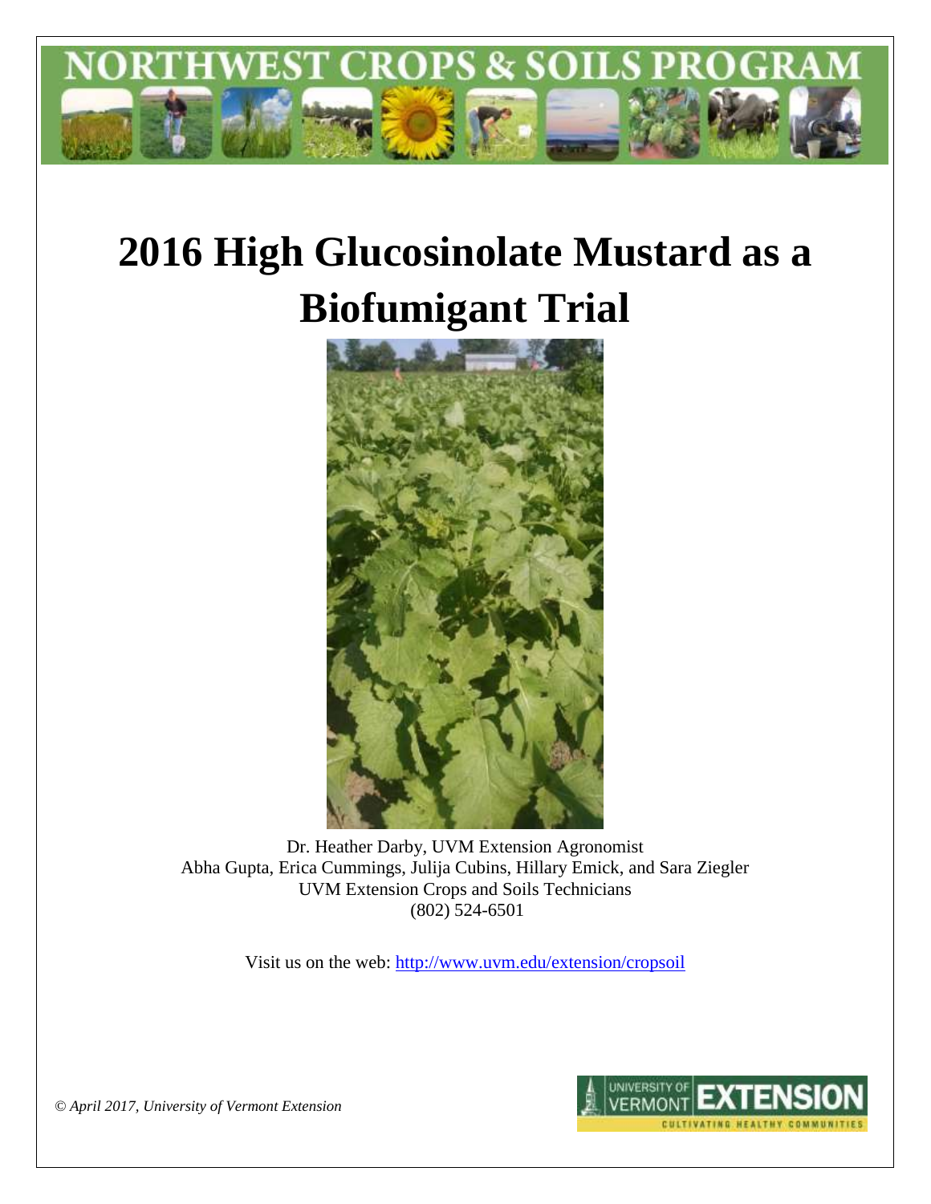# 2016 High Glucosinolate Mustard as a Biofumigant Trial

Dr. Heather Darby, UVM Extension Agronomist
Abha Gupta, Erica Cummings, Julija Cubins, Hillary Emick, and Sara Ziegler
UVM Extension Crops and Soils Technicians
(802) 524-6501

Visit us on the web: http://www.uvm.edu/extension/cropsoil

*© April 2017, University of Vermont Extension*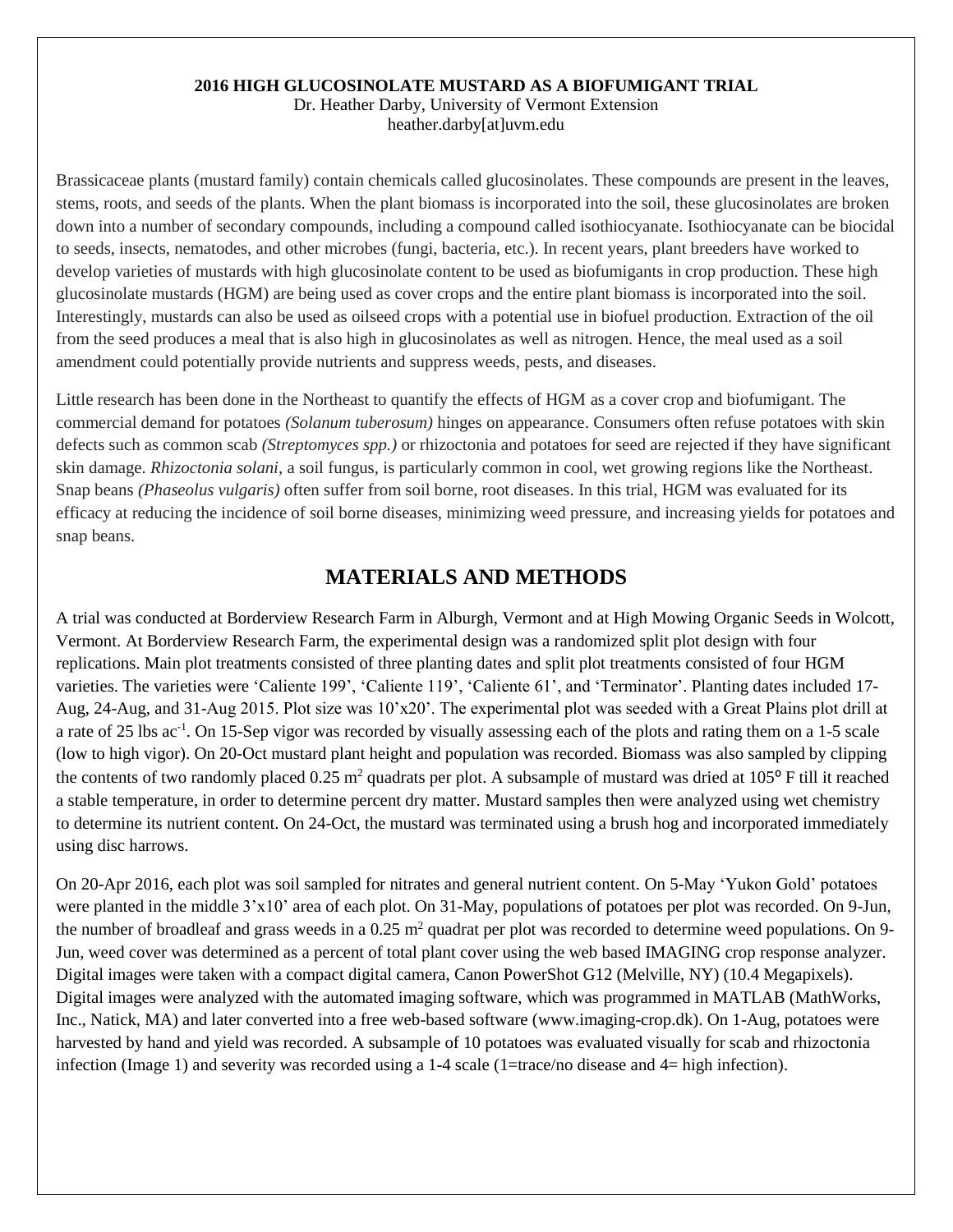**2016 HIGH GLUCOSINOLATE MUSTARD AS A BIOFUMIGANT TRIAL**
Dr. Heather Darby, University of Vermont Extension
heather.darby[at]uvm.edu

Brassicaceae plants (mustard family) contain chemicals called glucosinolates. These compounds are present in the leaves, stems, roots, and seeds of the plants. When the plant biomass is incorporated into the soil, these glucosinolates are broken down into a number of secondary compounds, including a compound called isothiocyanate. Isothiocyanate can be biocidal to seeds, insects, nematodes, and other microbes (fungi, bacteria, etc.). In recent years, plant breeders have worked to develop varieties of mustards with high glucosinolate content to be used as biofumigants in crop production. These high glucosinolate mustards (HGM) are being used as cover crops and the entire plant biomass is incorporated into the soil. Interestingly, mustards can also be used as oilseed crops with a potential use in biofuel production. Extraction of the oil from the seed produces a meal that is also high in glucosinolates as well as nitrogen. Hence, the meal used as a soil amendment could potentially provide nutrients and suppress weeds, pests, and diseases.

Little research has been done in the Northeast to quantify the effects of HGM as a cover crop and biofumigant. The commercial demand for potatoes *(Solanum tuberosum)* hinges on appearance. Consumers often refuse potatoes with skin defects such as common scab *(Streptomyces spp.)* or rhizoctonia and potatoes for seed are rejected if they have significant skin damage. *Rhizoctonia solani*, a soil fungus, is particularly common in cool, wet growing regions like the Northeast. Snap beans *(Phaseolus vulgaris)* often suffer from soil borne, root diseases. In this trial, HGM was evaluated for its efficacy at reducing the incidence of soil borne diseases, minimizing weed pressure, and increasing yields for potatoes and snap beans.

## MATERIALS AND METHODS

A trial was conducted at Borderview Research Farm in Alburgh, Vermont and at High Mowing Organic Seeds in Wolcott, Vermont. At Borderview Research Farm, the experimental design was a randomized split plot design with four replications. Main plot treatments consisted of three planting dates and split plot treatments consisted of four HGM varieties. The varieties were 'Caliente 199', 'Caliente 119', 'Caliente 61', and 'Terminator'. Planting dates included 17-Aug, 24-Aug, and 31-Aug 2015. Plot size was 10'x20'. The experimental plot was seeded with a Great Plains plot drill at a rate of 25 lbs $ac^{-1}$. On 15-Sep vigor was recorded by visually assessing each of the plots and rating them on a 1-5 scale (low to high vigor). On 20-Oct mustard plant height and population was recorded. Biomass was also sampled by clipping the contents of two randomly placed 0.25 $m^2$ quadrats per plot. A subsample of mustard was dried at 105° F till it reached a stable temperature, in order to determine percent dry matter. Mustard samples then were analyzed using wet chemistry to determine its nutrient content. On 24-Oct, the mustard was terminated using a brush hog and incorporated immediately using disc harrows.

On 20-Apr 2016, each plot was soil sampled for nitrates and general nutrient content. On 5-May 'Yukon Gold' potatoes were planted in the middle 3'x10' area of each plot. On 31-May, populations of potatoes per plot was recorded. On 9-Jun, the number of broadleaf and grass weeds in a 0.25 $m^2$ quadrat per plot was recorded to determine weed populations. On 9-Jun, weed cover was determined as a percent of total plant cover using the web based IMAGING crop response analyzer. Digital images were taken with a compact digital camera, Canon PowerShot G12 (Melville, NY) (10.4 Megapixels). Digital images were analyzed with the automated imaging software, which was programmed in MATLAB (MathWorks, Inc., Natick, MA) and later converted into a free web-based software (www.imaging-crop.dk). On 1-Aug, potatoes were harvested by hand and yield was recorded. A subsample of 10 potatoes was evaluated visually for scab and rhizoctonia infection (Image 1) and severity was recorded using a 1-4 scale (1=trace/no disease and 4= high infection).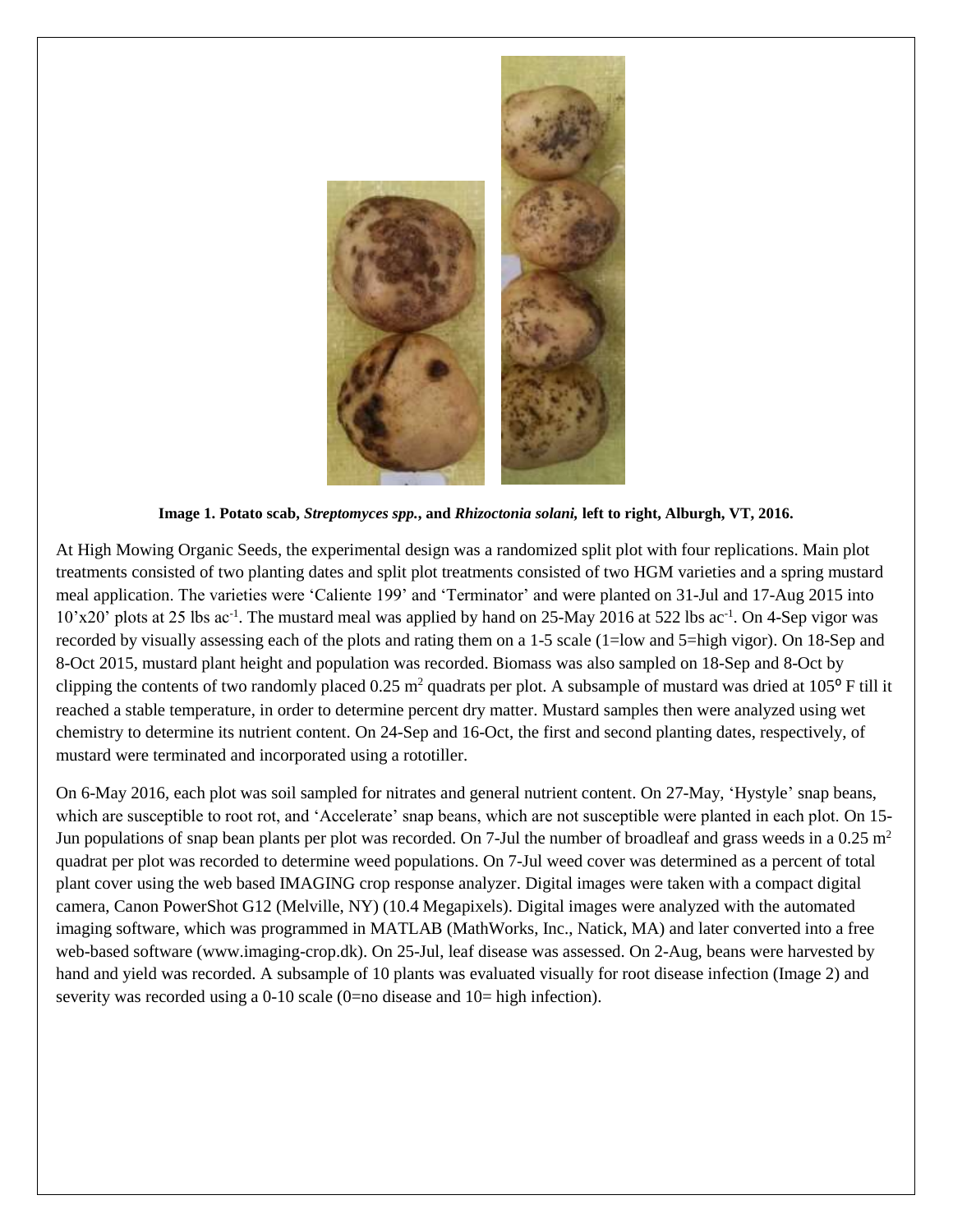**Image 1. Potato scab, *Streptomyces spp.*, and *Rhizoctonia solani,* left to right, Alburgh, VT, 2016.**

At High Mowing Organic Seeds, the experimental design was a randomized split plot with four replications. Main plot treatments consisted of two planting dates and split plot treatments consisted of two HGM varieties and a spring mustard meal application. The varieties were 'Caliente 199' and 'Terminator' and were planted on 31-Jul and 17-Aug 2015 into 10'x20' plots at 25 lbs $ac^{-1}$. The mustard meal was applied by hand on 25-May 2016 at 522 lbs $ac^{-1}$. On 4-Sep vigor was recorded by visually assessing each of the plots and rating them on a 1-5 scale (1=low and 5=high vigor). On 18-Sep and 8-Oct 2015, mustard plant height and population was recorded. Biomass was also sampled on 18-Sep and 8-Oct by clipping the contents of two randomly placed 0.25 $m^2$ quadrats per plot. A subsample of mustard was dried at 105° F till it reached a stable temperature, in order to determine percent dry matter. Mustard samples then were analyzed using wet chemistry to determine its nutrient content. On 24-Sep and 16-Oct, the first and second planting dates, respectively, of mustard were terminated and incorporated using a rototiller.

On 6-May 2016, each plot was soil sampled for nitrates and general nutrient content. On 27-May, 'Hystyle' snap beans, which are susceptible to root rot, and 'Accelerate' snap beans, which are not susceptible were planted in each plot. On 15-Jun populations of snap bean plants per plot was recorded. On 7-Jul the number of broadleaf and grass weeds in a 0.25 $m^2$ quadrat per plot was recorded to determine weed populations. On 7-Jul weed cover was determined as a percent of total plant cover using the web based IMAGING crop response analyzer. Digital images were taken with a compact digital camera, Canon PowerShot G12 (Melville, NY) (10.4 Megapixels). Digital images were analyzed with the automated imaging software, which was programmed in MATLAB (MathWorks, Inc., Natick, MA) and later converted into a free web-based software (www.imaging-crop.dk). On 25-Jul, leaf disease was assessed. On 2-Aug, beans were harvested by hand and yield was recorded. A subsample of 10 plants was evaluated visually for root disease infection (Image 2) and severity was recorded using a 0-10 scale (0=no disease and 10= high infection).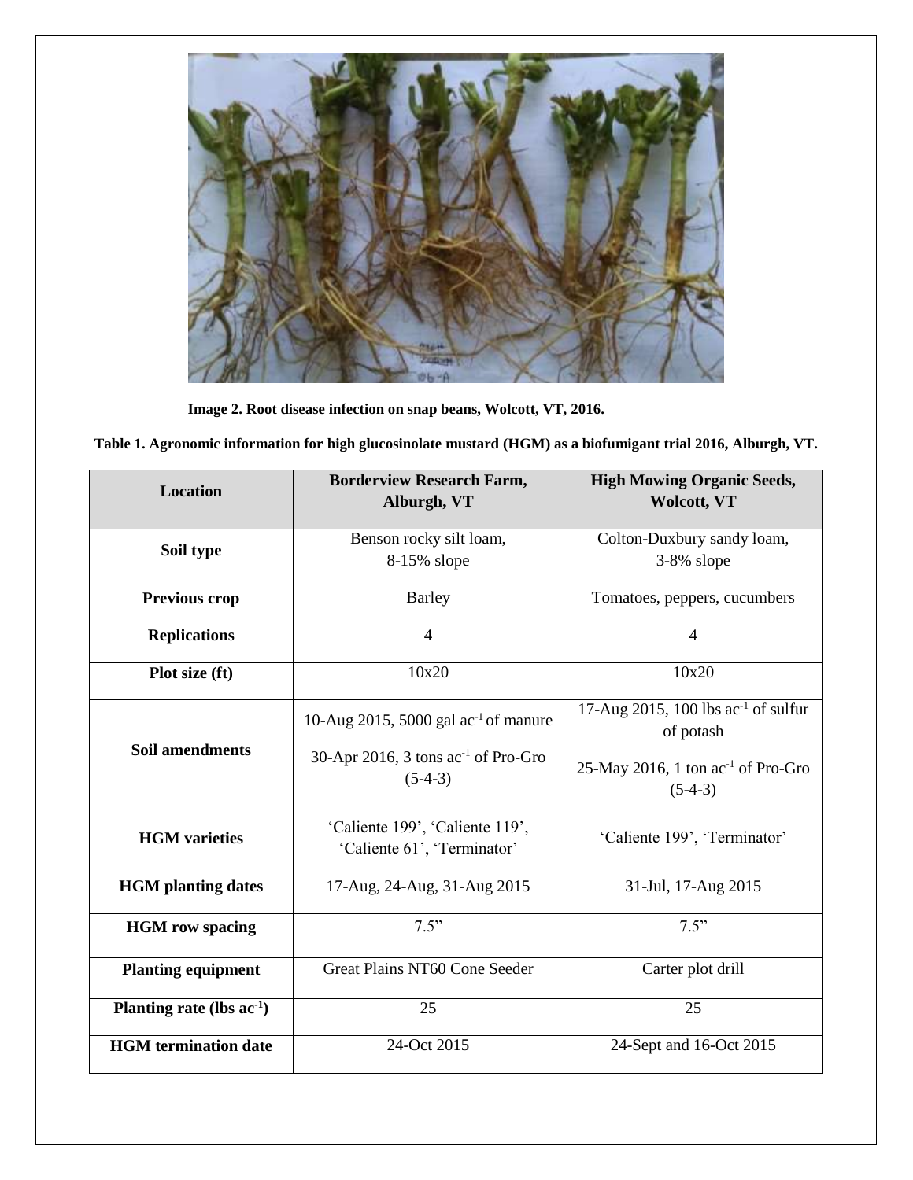**Image 2. Root disease infection on snap beans, Wolcott, VT, 2016.**

**Table 1. Agronomic information for high glucosinolate mustard (HGM) as a biofumigant trial 2016, Alburgh, VT.**

| Location | Borderview Research Farm, Alburgh, VT | High Mowing Organic Seeds, Wolcott, VT |
|---|---|---|
| **Soil type** | Benson rocky silt loam, 8-15% slope | Colton-Duxbury sandy loam, 3-8% slope |
| **Previous crop** | Barley | Tomatoes, peppers, cucumbers |
| **Replications** | 4 | 4 |
| **Plot size (ft)** | 10x20 | 10x20 |
| **Soil amendments** | 10-Aug 2015, 5000 gal $ac^{-1}$ of manure<br>30-Apr 2016, 3 tons $ac^{-1}$ of Pro-Gro (5-4-3) | 17-Aug 2015, 100 lbs $ac^{-1}$ of sulfur of potash<br>25-May 2016, 1 ton $ac^{-1}$ of Pro-Gro (5-4-3) |
| **HGM varieties** | 'Caliente 199', 'Caliente 119', 'Caliente 61', 'Terminator' | 'Caliente 199', 'Terminator' |
| **HGM planting dates** | 17-Aug, 24-Aug, 31-Aug 2015 | 31-Jul, 17-Aug 2015 |
| **HGM row spacing** | 7.5" | 7.5" |
| **Planting equipment** | Great Plains NT60 Cone Seeder | Carter plot drill |
| **Planting rate (lbs $ac^{-1}$)** | 25 | 25 |
| **HGM termination date** | 24-Oct 2015 | 24-Sept and 16-Oct 2015 |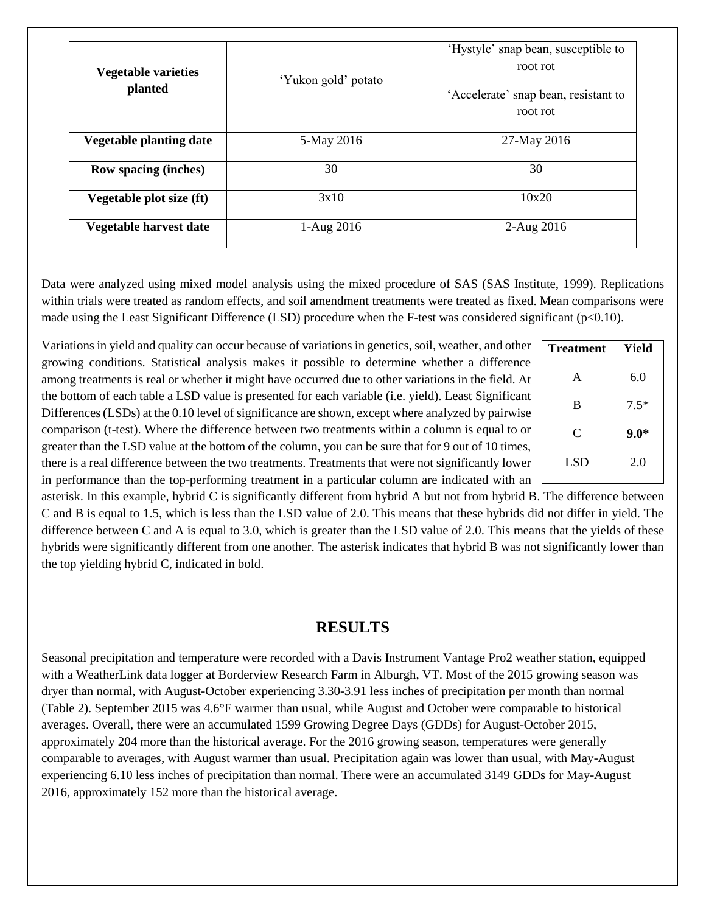| Vegetable varieties planted | 'Yukon gold' potato | 'Hystyle' snap bean, susceptible to root rot<br><br>'Accelerate' snap bean, resistant to root rot |
|---|---|---|
| **Vegetable planting date** | 5-May 2016 | 27-May 2016 |
| **Row spacing (inches)** | 30 | 30 |
| **Vegetable plot size (ft)** | 3x10 | 10x20 |
| **Vegetable harvest date** | 1-Aug 2016 | 2-Aug 2016 |

Data were analyzed using mixed model analysis using the mixed procedure of SAS (SAS Institute, 1999). Replications within trials were treated as random effects, and soil amendment treatments were treated as fixed. Mean comparisons were made using the Least Significant Difference (LSD) procedure when the F-test was considered significant ($p<0.10$).

Variations in yield and quality can occur because of variations in genetics, soil, weather, and other growing conditions. Statistical analysis makes it possible to determine whether a difference among treatments is real or whether it might have occurred due to other variations in the field. At the bottom of each table a LSD value is presented for each variable (i.e. yield). Least Significant Differences (LSDs) at the 0.10 level of significance are shown, except where analyzed by pairwise comparison (t-test). Where the difference between two treatments within a column is equal to or greater than the LSD value at the bottom of the column, you can be sure that for 9 out of 10 times, there is a real difference between the two treatments. Treatments that were not significantly lower in performance than the top-performing treatment in a particular column are indicated with an asterisk. In this example, hybrid C is significantly different from hybrid A but not from hybrid B. The difference between C and B is equal to 1.5, which is less than the LSD value of 2.0. This means that these hybrids did not differ in yield. The difference between C and A is equal to 3.0, which is greater than the LSD value of 2.0. This means that the yields of these hybrids were significantly different from one another. The asterisk indicates that hybrid B was not significantly lower than the top yielding hybrid C, indicated in bold.

| Treatment | Yield |
|---|---|
| A | 6.0 |
| B | 7.5* |
| C | **9.0*** |
| LSD | 2.0 |

## RESULTS

Seasonal precipitation and temperature were recorded with a Davis Instrument Vantage Pro2 weather station, equipped with a WeatherLink data logger at Borderview Research Farm in Alburgh, VT. Most of the 2015 growing season was dryer than normal, with August-October experiencing 3.30-3.91 less inches of precipitation per month than normal (Table 2). September 2015 was 4.6°F warmer than usual, while August and October were comparable to historical averages. Overall, there were an accumulated 1599 Growing Degree Days (GDDs) for August-October 2015, approximately 204 more than the historical average. For the 2016 growing season, temperatures were generally comparable to averages, with August warmer than usual. Precipitation again was lower than usual, with May-August experiencing 6.10 less inches of precipitation than normal. There were an accumulated 3149 GDDs for May-August 2016, approximately 152 more than the historical average.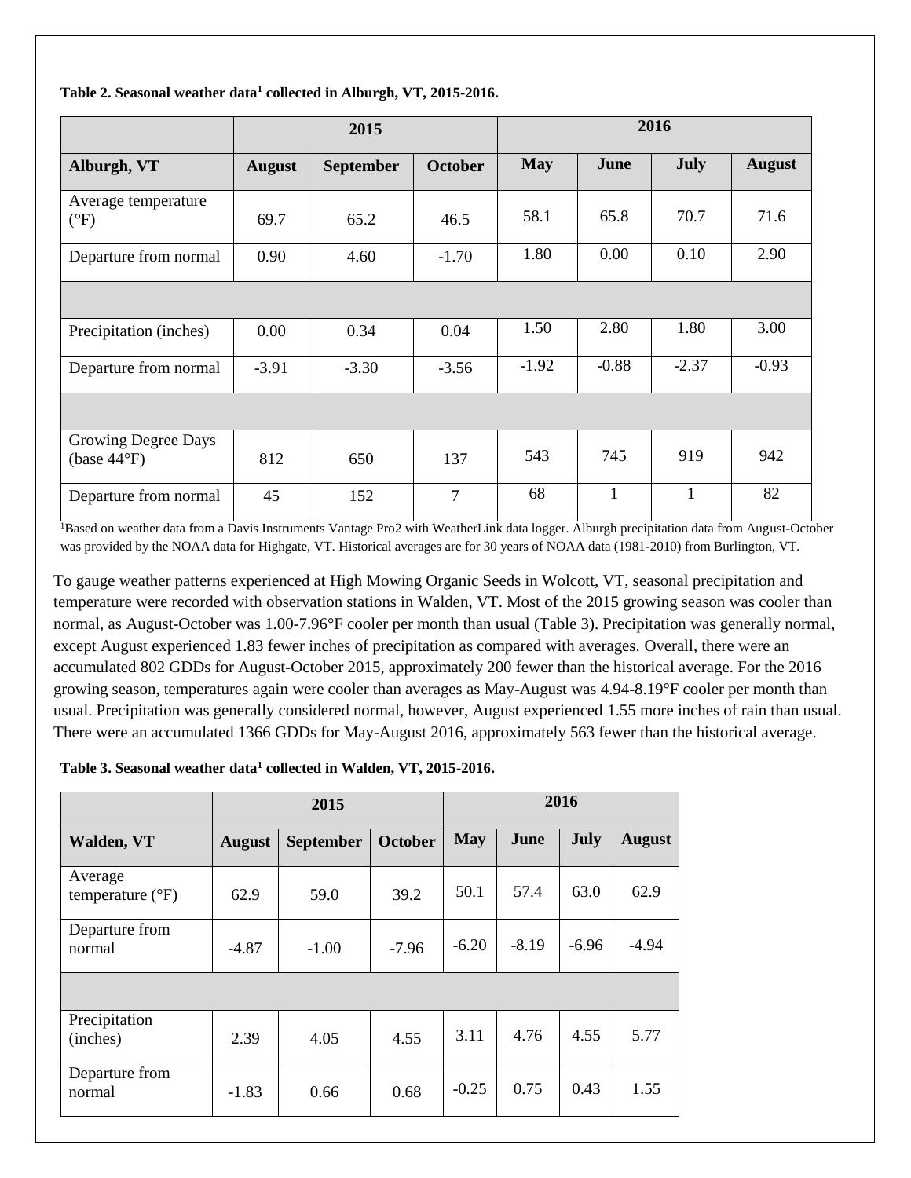**Table 2. Seasonal weather data[1] collected in Alburgh, VT, 2015-2016.**

| | 2015 | | | 2016 | | | |
|---|---|---|---|---|---|---|---|
| **Alburgh, VT** | **August** | **September** | **October** | **May** | **June** | **July** | **August** |
| Average temperature (°F) | 69.7 | 65.2 | 46.5 | 58.1 | 65.8 | 70.7 | 71.6 |
| Departure from normal | 0.90 | 4.60 | -1.70 | 1.80 | 0.00 | 0.10 | 2.90 |
| | | | | | | | |
| Precipitation (inches) | 0.00 | 0.34 | 0.04 | 1.50 | 2.80 | 1.80 | 3.00 |
| Departure from normal | -3.91 | -3.30 | -3.56 | -1.92 | -0.88 | -2.37 | -0.93 |
| | | | | | | | |
| Growing Degree Days (base 44°F) | 812 | 650 | 137 | 543 | 745 | 919 | 942 |
| Departure from normal | 45 | 152 | 7 | 68 | 1 | 1 | 82 |

[1]Based on weather data from a Davis Instruments Vantage Pro2 with WeatherLink data logger. Alburgh precipitation data from August-October was provided by the NOAA data for Highgate, VT. Historical averages are for 30 years of NOAA data (1981-2010) from Burlington, VT.

To gauge weather patterns experienced at High Mowing Organic Seeds in Wolcott, VT, seasonal precipitation and temperature were recorded with observation stations in Walden, VT. Most of the 2015 growing season was cooler than normal, as August-October was 1.00-7.96°F cooler per month than usual (Table 3). Precipitation was generally normal, except August experienced 1.83 fewer inches of precipitation as compared with averages. Overall, there were an accumulated 802 GDDs for August-October 2015, approximately 200 fewer than the historical average. For the 2016 growing season, temperatures again were cooler than averages as May-August was 4.94-8.19°F cooler per month than usual. Precipitation was generally considered normal, however, August experienced 1.55 more inches of rain than usual. There were an accumulated 1366 GDDs for May-August 2016, approximately 563 fewer than the historical average.

**Table 3. Seasonal weather data[1] collected in Walden, VT, 2015-2016.**

| | 2015 | | | 2016 | | | |
|---|---|---|---|---|---|---|---|
| **Walden, VT** | **August** | **September** | **October** | **May** | **June** | **July** | **August** |
| Average temperature (°F) | 62.9 | 59.0 | 39.2 | 50.1 | 57.4 | 63.0 | 62.9 |
| Departure from normal | -4.87 | -1.00 | -7.96 | -6.20 | -8.19 | -6.96 | -4.94 |
| | | | | | | | |
| Precipitation (inches) | 2.39 | 4.05 | 4.55 | 3.11 | 4.76 | 4.55 | 5.77 |
| Departure from normal | -1.83 | 0.66 | 0.68 | -0.25 | 0.75 | 0.43 | 1.55 |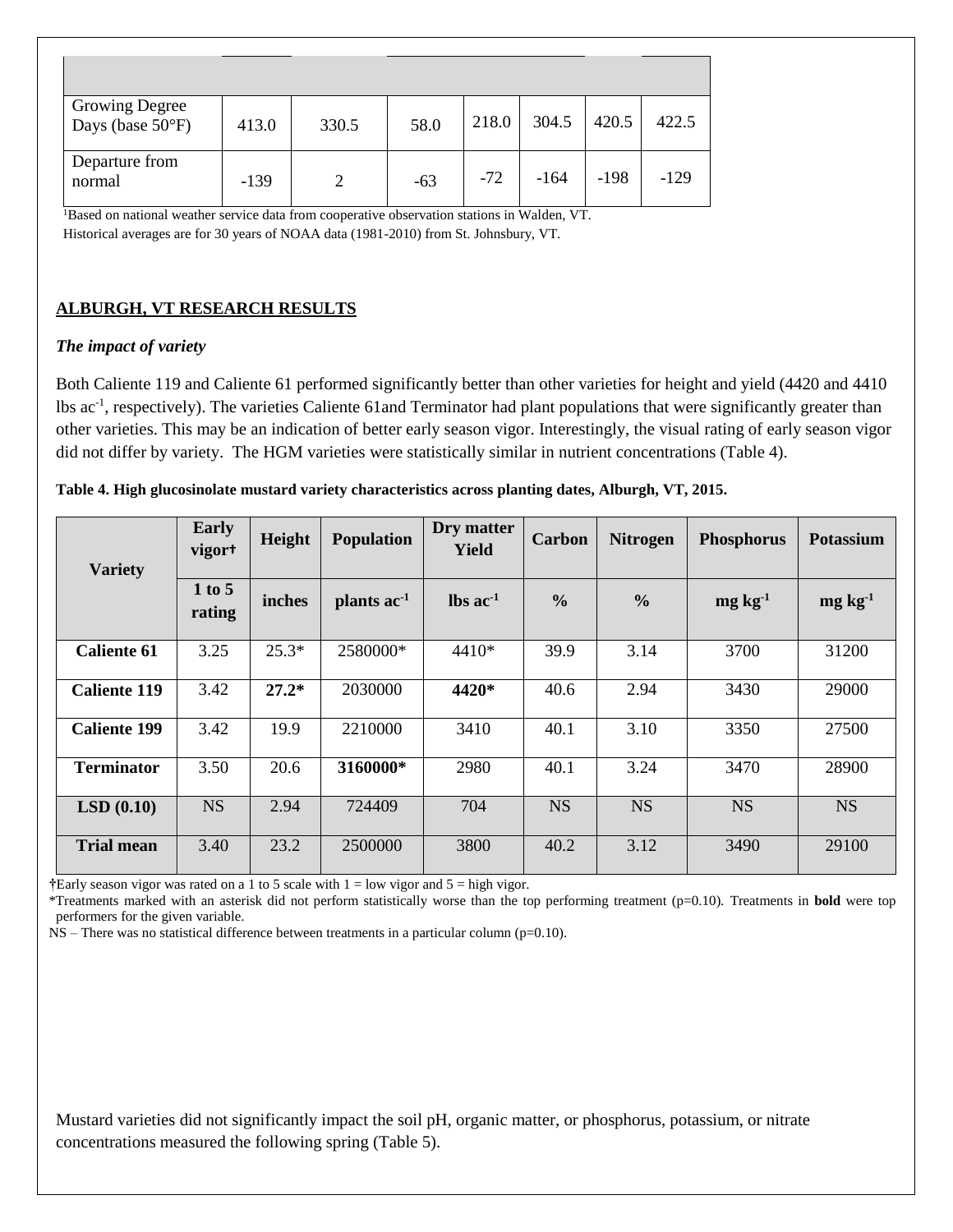| | | | | | | | |
|---|---|---|---|---|---|---|---|
| Growing Degree Days (base 50°F) | 413.0 | 330.5 | 58.0 | 218.0 | 304.5 | 420.5 | 422.5 |
| Departure from normal | -139 | 2 | -63 | -72 | -164 | -198 | -129 |

[1]Based on national weather service data from cooperative observation stations in Walden, VT. Historical averages are for 30 years of NOAA data (1981-2010) from St. Johnsbury, VT.

## ALBURGH, VT RESEARCH RESULTS

### *The impact of variety*

Both Caliente 119 and Caliente 61 performed significantly better than other varieties for height and yield (4420 and 4410 lbs ac$^{-1}$, respectively). The varieties Caliente 61and Terminator had plant populations that were significantly greater than other varieties. This may be an indication of better early season vigor. Interestingly, the visual rating of early season vigor did not differ by variety. The HGM varieties were statistically similar in nutrient concentrations (Table 4).

**Table 4. High glucosinolate mustard variety characteristics across planting dates, Alburgh, VT, 2015.**

| Variety | Early vigor† | Height | Population | Dry matter Yield | Carbon | Nitrogen | Phosphorus | Potassium |
|---|---|---|---|---|---|---|---|---|
| | 1 to 5 rating | inches | plants ac$^{-1}$ | lbs ac$^{-1}$ | % | % | mg kg$^{-1}$ | mg kg$^{-1}$ |
| **Caliente 61** | 3.25 | 25.3* | 2580000* | 4410* | 39.9 | 3.14 | 3700 | 31200 |
| **Caliente 119** | 3.42 | **27.2*** | 2030000 | **4420*** | 40.6 | 2.94 | 3430 | 29000 |
| **Caliente 199** | 3.42 | 19.9 | 2210000 | 3410 | 40.1 | 3.10 | 3350 | 27500 |
| **Terminator** | 3.50 | 20.6 | **3160000*** | 2980 | 40.1 | 3.24 | 3470 | 28900 |
| **LSD (0.10)** | NS | 2.94 | 724409 | 704 | NS | NS | NS | NS |
| **Trial mean** | 3.40 | 23.2 | 2500000 | 3800 | 40.2 | 3.12 | 3490 | 29100 |

†Early season vigor was rated on a 1 to 5 scale with 1 = low vigor and 5 = high vigor.

*Treatments marked with an asterisk did not perform statistically worse than the top performing treatment (p=0.10). Treatments in **bold** were top performers for the given variable.

NS – There was no statistical difference between treatments in a particular column (p=0.10).

Mustard varieties did not significantly impact the soil pH, organic matter, or phosphorus, potassium, or nitrate concentrations measured the following spring (Table 5).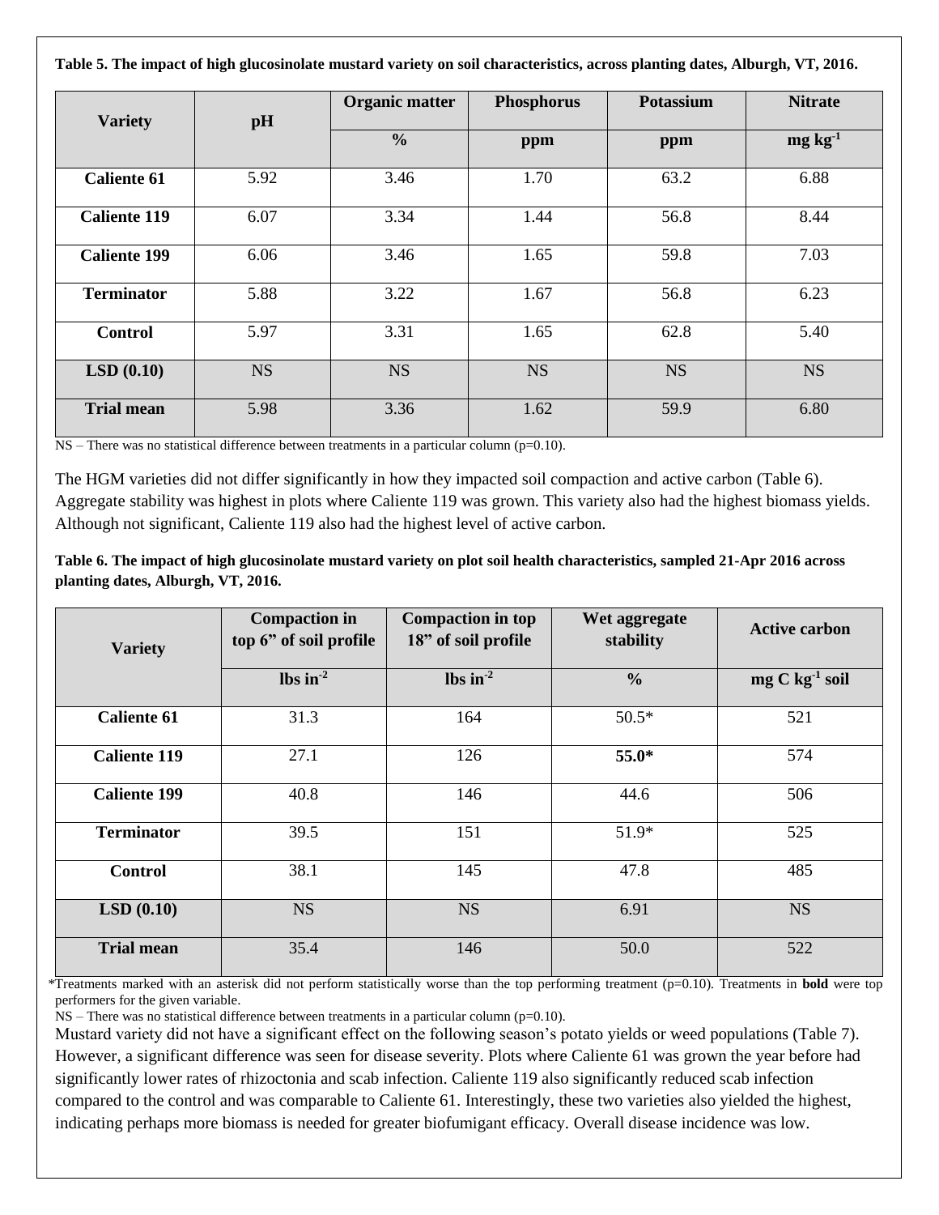**Table 5. The impact of high glucosinolate mustard variety on soil characteristics, across planting dates, Alburgh, VT, 2016.**

| Variety | pH | Organic matter | Phosphorus | Potassium | Nitrate |
|---|---|---|---|---|---|
| | | % | ppm | ppm | mg kg$^{-1}$ |
| **Caliente 61** | 5.92 | 3.46 | 1.70 | 63.2 | 6.88 |
| **Caliente 119** | 6.07 | 3.34 | 1.44 | 56.8 | 8.44 |
| **Caliente 199** | 6.06 | 3.46 | 1.65 | 59.8 | 7.03 |
| **Terminator** | 5.88 | 3.22 | 1.67 | 56.8 | 6.23 |
| **Control** | 5.97 | 3.31 | 1.65 | 62.8 | 5.40 |
| **LSD (0.10)** | NS | NS | NS | NS | NS |
| **Trial mean** | 5.98 | 3.36 | 1.62 | 59.9 | 6.80 |

NS – There was no statistical difference between treatments in a particular column (p=0.10).

The HGM varieties did not differ significantly in how they impacted soil compaction and active carbon (Table 6). Aggregate stability was highest in plots where Caliente 119 was grown. This variety also had the highest biomass yields. Although not significant, Caliente 119 also had the highest level of active carbon.

**Table 6. The impact of high glucosinolate mustard variety on plot soil health characteristics, sampled 21-Apr 2016 across planting dates, Alburgh, VT, 2016.**

| Variety | Compaction in top 6" of soil profile | Compaction in top 18" of soil profile | Wet aggregate stability | Active carbon |
|---|---|---|---|---|
| | lbs in$^{-2}$ | lbs in$^{-2}$ | % | mg C kg$^{-1}$ soil |
| **Caliente 61** | 31.3 | 164 | 50.5* | 521 |
| **Caliente 119** | 27.1 | 126 | **55.0*** | 574 |
| **Caliente 199** | 40.8 | 146 | 44.6 | 506 |
| **Terminator** | 39.5 | 151 | 51.9* | 525 |
| **Control** | 38.1 | 145 | 47.8 | 485 |
| **LSD (0.10)** | NS | NS | 6.91 | NS |
| **Trial mean** | 35.4 | 146 | 50.0 | 522 |

*Treatments marked with an asterisk did not perform statistically worse than the top performing treatment (p=0.10). Treatments in **bold** were top performers for the given variable.

NS – There was no statistical difference between treatments in a particular column (p=0.10).

Mustard variety did not have a significant effect on the following season's potato yields or weed populations (Table 7). However, a significant difference was seen for disease severity. Plots where Caliente 61 was grown the year before had significantly lower rates of rhizoctonia and scab infection. Caliente 119 also significantly reduced scab infection compared to the control and was comparable to Caliente 61. Interestingly, these two varieties also yielded the highest, indicating perhaps more biomass is needed for greater biofumigant efficacy. Overall disease incidence was low.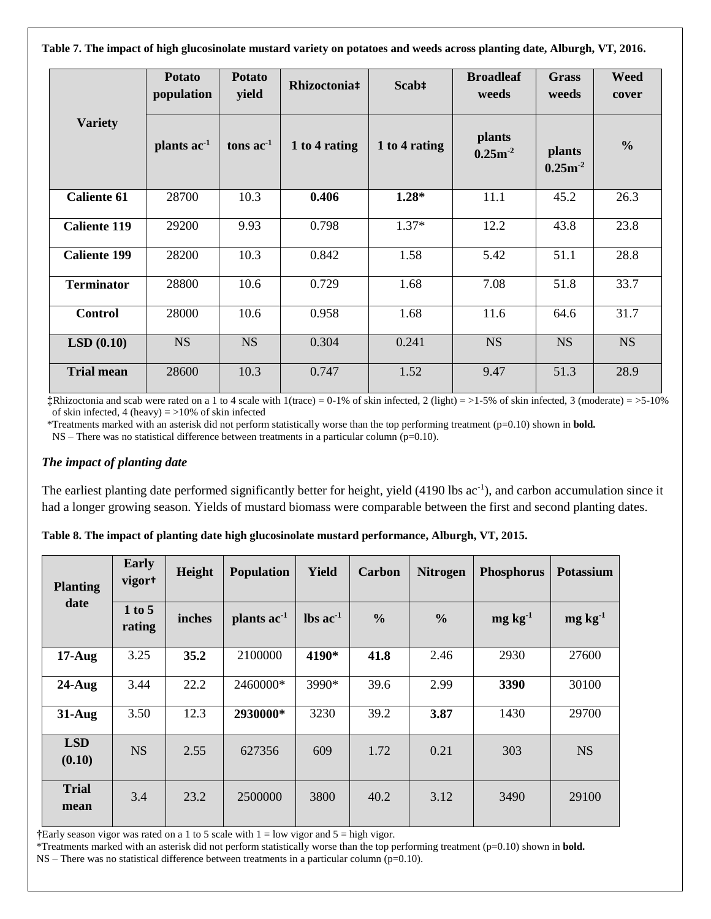**Table 7. The impact of high glucosinolate mustard variety on potatoes and weeds across planting date, Alburgh, VT, 2016.**

| Variety | Potato population | Potato yield | Rhizoctonia‡ | Scab‡ | Broadleaf weeds | Grass weeds | Weed cover |
|---|---|---|---|---|---|---|---|
| | plants $ac^{-1}$ | tons $ac^{-1}$ | 1 to 4 rating | 1 to 4 rating | plants $0.25m^{-2}$ | plants $0.25m^{-2}$ | % |
| **Caliente 61** | 28700 | 10.3 | **0.406** | **1.28*** | 11.1 | 45.2 | 26.3 |
| **Caliente 119** | 29200 | 9.93 | 0.798 | 1.37* | 12.2 | 43.8 | 23.8 |
| **Caliente 199** | 28200 | 10.3 | 0.842 | 1.58 | 5.42 | 51.1 | 28.8 |
| **Terminator** | 28800 | 10.6 | 0.729 | 1.68 | 7.08 | 51.8 | 33.7 |
| **Control** | 28000 | 10.6 | 0.958 | 1.68 | 11.6 | 64.6 | 31.7 |
| **LSD (0.10)** | NS | NS | 0.304 | 0.241 | NS | NS | NS |
| **Trial mean** | 28600 | 10.3 | 0.747 | 1.52 | 9.47 | 51.3 | 28.9 |

‡Rhizoctonia and scab were rated on a 1 to 4 scale with 1(trace) = 0-1% of skin infected, 2 (light) = >1-5% of skin infected, 3 (moderate) = >5-10% of skin infected, 4 (heavy) = >10% of skin infected

*Treatments marked with an asterisk did not perform statistically worse than the top performing treatment (p=0.10) shown in **bold.**

NS – There was no statistical difference between treatments in a particular column (p=0.10).

### *The impact of planting date*

The earliest planting date performed significantly better for height, yield (4190 lbs $ac^{-1}$), and carbon accumulation since it had a longer growing season. Yields of mustard biomass were comparable between the first and second planting dates.

**Table 8. The impact of planting date high glucosinolate mustard performance, Alburgh, VT, 2015.**

| Planting date | Early vigor† | Height | Population | Yield | Carbon | Nitrogen | Phosphorus | Potassium |
|---|---|---|---|---|---|---|---|---|
| | 1 to 5 rating | inches | plants $ac^{-1}$ | lbs $ac^{-1}$ | % | % | mg $kg^{-1}$ | mg $kg^{-1}$ |
| **17-Aug** | 3.25 | **35.2** | 2100000 | **4190*** | **41.8** | 2.46 | 2930 | 27600 |
| **24-Aug** | 3.44 | 22.2 | 2460000* | 3990* | 39.6 | 2.99 | **3390** | 30100 |
| **31-Aug** | 3.50 | 12.3 | **2930000*** | 3230 | 39.2 | **3.87** | 1430 | 29700 |
| **LSD (0.10)** | NS | 2.55 | 627356 | 609 | 1.72 | 0.21 | 303 | NS |
| **Trial mean** | 3.4 | 23.2 | 2500000 | 3800 | 40.2 | 3.12 | 3490 | 29100 |

†Early season vigor was rated on a 1 to 5 scale with 1 = low vigor and 5 = high vigor.

*Treatments marked with an asterisk did not perform statistically worse than the top performing treatment (p=0.10) shown in **bold.**

NS – There was no statistical difference between treatments in a particular column (p=0.10).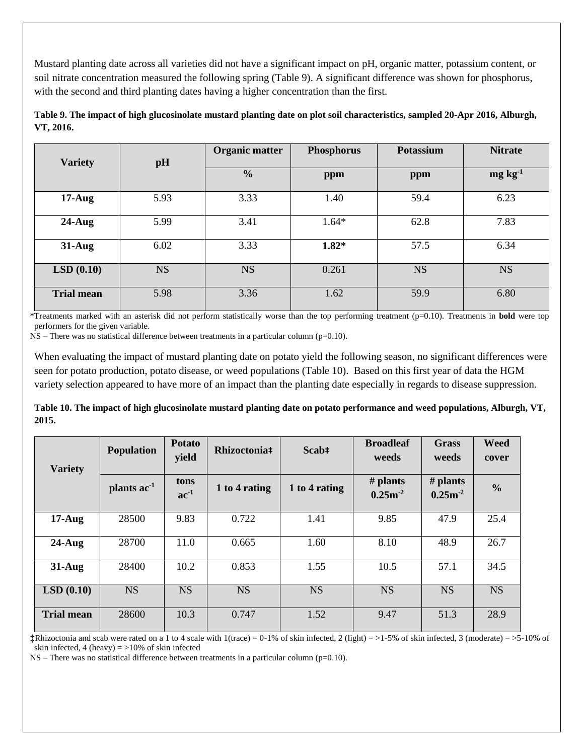Mustard planting date across all varieties did not have a significant impact on pH, organic matter, potassium content, or soil nitrate concentration measured the following spring (Table 9). A significant difference was shown for phosphorus, with the second and third planting dates having a higher concentration than the first.

**Table 9. The impact of high glucosinolate mustard planting date on plot soil characteristics, sampled 20-Apr 2016, Alburgh, VT, 2016.**

| Variety | pH | Organic matter | Phosphorus | Potassium | Nitrate |
|---|---|---|---|---|---|
| | | % | ppm | ppm | mg kg$^{-1}$ |
| **17-Aug** | 5.93 | 3.33 | 1.40 | 59.4 | 6.23 |
| **24-Aug** | 5.99 | 3.41 | 1.64* | 62.8 | 7.83 |
| **31-Aug** | 6.02 | 3.33 | **1.82*** | 57.5 | 6.34 |
| **LSD (0.10)** | NS | NS | 0.261 | NS | NS |
| **Trial mean** | 5.98 | 3.36 | 1.62 | 59.9 | 6.80 |

*Treatments marked with an asterisk did not perform statistically worse than the top performing treatment (p=0.10). Treatments in **bold** were top performers for the given variable.
NS – There was no statistical difference between treatments in a particular column (p=0.10).

When evaluating the impact of mustard planting date on potato yield the following season, no significant differences were seen for potato production, potato disease, or weed populations (Table 10). Based on this first year of data the HGM variety selection appeared to have more of an impact than the planting date especially in regards to disease suppression.

**Table 10. The impact of high glucosinolate mustard planting date on potato performance and weed populations, Alburgh, VT, 2015.**

| Variety | Population | Potato yield | Rhizoctonia‡ | Scab‡ | Broadleaf weeds | Grass weeds | Weed cover |
|---|---|---|---|---|---|---|---|
| | plants ac$^{-1}$ | tons ac$^{-1}$ | 1 to 4 rating | 1 to 4 rating | # plants 0.25m$^{-2}$ | # plants 0.25m$^{-2}$ | % |
| **17-Aug** | 28500 | 9.83 | 0.722 | 1.41 | 9.85 | 47.9 | 25.4 |
| **24-Aug** | 28700 | 11.0 | 0.665 | 1.60 | 8.10 | 48.9 | 26.7 |
| **31-Aug** | 28400 | 10.2 | 0.853 | 1.55 | 10.5 | 57.1 | 34.5 |
| **LSD (0.10)** | NS | NS | NS | NS | NS | NS | NS |
| **Trial mean** | 28600 | 10.3 | 0.747 | 1.52 | 9.47 | 51.3 | 28.9 |

‡Rhizoctonia and scab were rated on a 1 to 4 scale with 1(trace) = 0-1% of skin infected, 2 (light) = >1-5% of skin infected, 3 (moderate) = >5-10% of skin infected, 4 (heavy) = >10% of skin infected
NS – There was no statistical difference between treatments in a particular column (p=0.10).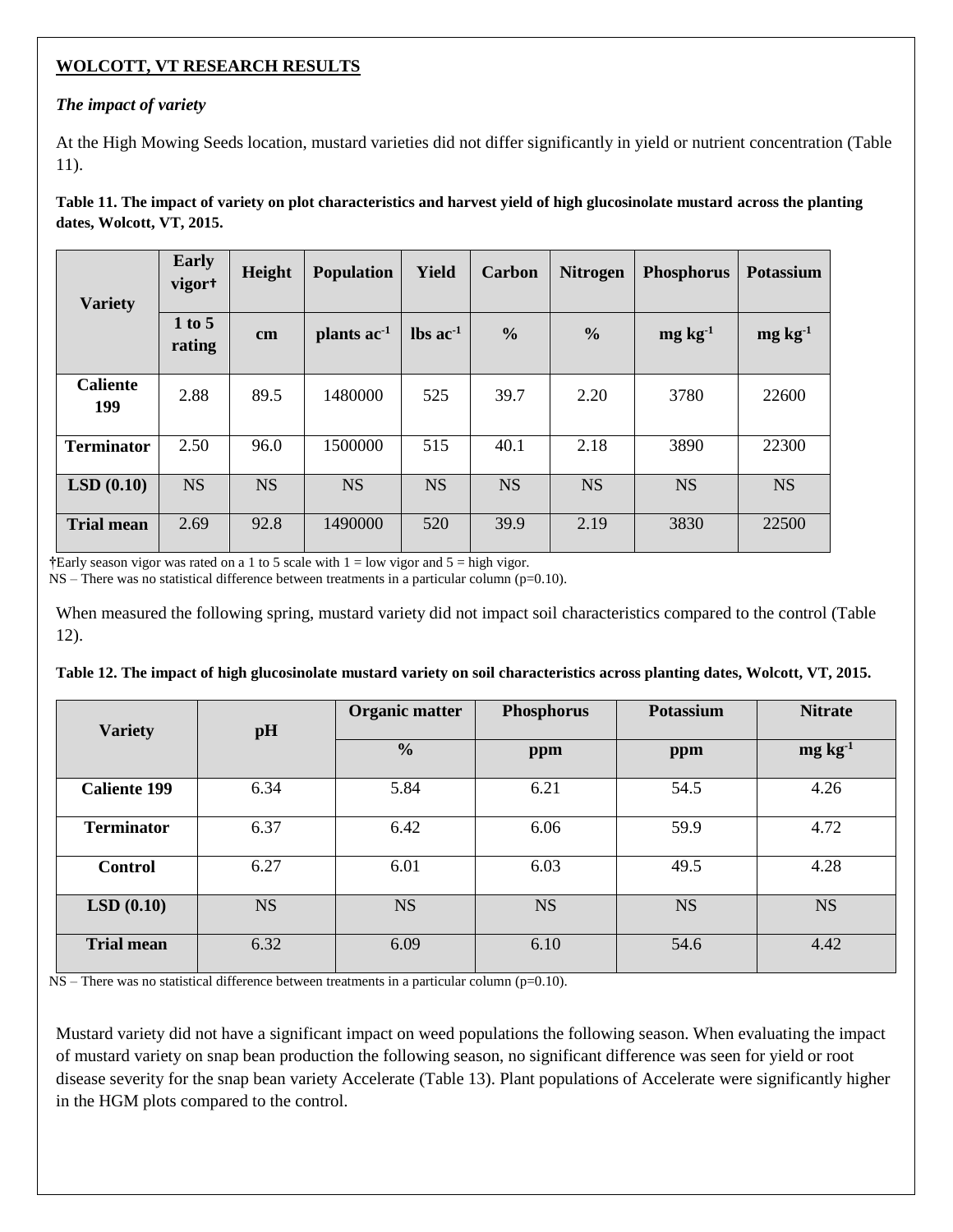**WOLCOTT, VT RESEARCH RESULTS**

***The impact of variety***

At the High Mowing Seeds location, mustard varieties did not differ significantly in yield or nutrient concentration (Table 11).

**Table 11. The impact of variety on plot characteristics and harvest yield of high glucosinolate mustard across the planting dates, Wolcott, VT, 2015.**

| Variety | Early vigor† | Height | Population | Yield | Carbon | Nitrogen | Phosphorus | Potassium |
|---|---|---|---|---|---|---|---|---|
| | 1 to 5 rating | cm | plants $ac^{-1}$ | lbs $ac^{-1}$ | % | % | mg $kg^{-1}$ | mg $kg^{-1}$ |
| **Caliente 199** | 2.88 | 89.5 | 1480000 | 525 | 39.7 | 2.20 | 3780 | 22600 |
| **Terminator** | 2.50 | 96.0 | 1500000 | 515 | 40.1 | 2.18 | 3890 | 22300 |
| **LSD (0.10)** | NS | NS | NS | NS | NS | NS | NS | NS |
| **Trial mean** | 2.69 | 92.8 | 1490000 | 520 | 39.9 | 2.19 | 3830 | 22500 |

†Early season vigor was rated on a 1 to 5 scale with 1 = low vigor and 5 = high vigor.
NS – There was no statistical difference between treatments in a particular column (p=0.10).

When measured the following spring, mustard variety did not impact soil characteristics compared to the control (Table 12).

**Table 12. The impact of high glucosinolate mustard variety on soil characteristics across planting dates, Wolcott, VT, 2015.**

| Variety | pH | Organic matter | Phosphorus | Potassium | Nitrate |
|---|---|---|---|---|---|
| | | % | ppm | ppm | mg $kg^{-1}$ |
| **Caliente 199** | 6.34 | 5.84 | 6.21 | 54.5 | 4.26 |
| **Terminator** | 6.37 | 6.42 | 6.06 | 59.9 | 4.72 |
| **Control** | 6.27 | 6.01 | 6.03 | 49.5 | 4.28 |
| **LSD (0.10)** | NS | NS | NS | NS | NS |
| **Trial mean** | 6.32 | 6.09 | 6.10 | 54.6 | 4.42 |

NS – There was no statistical difference between treatments in a particular column (p=0.10).

Mustard variety did not have a significant impact on weed populations the following season. When evaluating the impact of mustard variety on snap bean production the following season, no significant difference was seen for yield or root disease severity for the snap bean variety Accelerate (Table 13). Plant populations of Accelerate were significantly higher in the HGM plots compared to the control.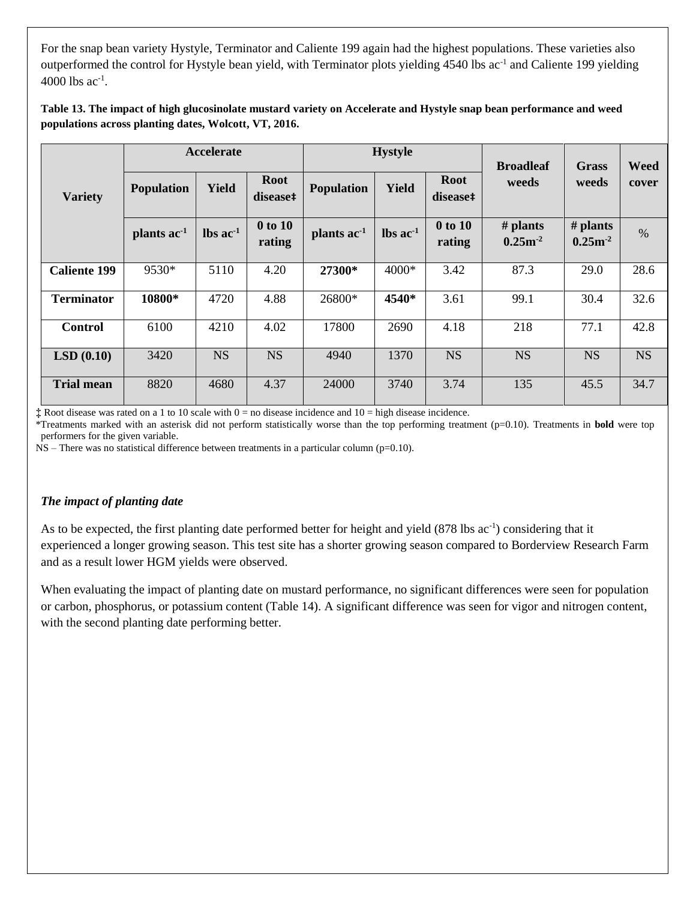For the snap bean variety Hystyle, Terminator and Caliente 199 again had the highest populations. These varieties also outperformed the control for Hystyle bean yield, with Terminator plots yielding 4540 lbs ac$^{-1}$ and Caliente 199 yielding 4000 lbs ac$^{-1}$.

**Table 13. The impact of high glucosinolate mustard variety on Accelerate and Hystyle snap bean performance and weed populations across planting dates, Wolcott, VT, 2016.**

| Variety | Accelerate | | | Hystyle | | | Broadleaf weeds | Grass weeds | Weed cover |
|---|---|---|---|---|---|---|---|---|---|
| | Population | Yield | Root disease‡ | Population | Yield | Root disease‡ | | | |
| | plants ac$^{-1}$ | lbs ac$^{-1}$ | 0 to 10 rating | plants ac$^{-1}$ | lbs ac$^{-1}$ | 0 to 10 rating | # plants 0.25m$^{-2}$ | # plants 0.25m$^{-2}$ | % |
| **Caliente 199** | 9530* | 5110 | 4.20 | **27300*** | 4000* | 3.42 | 87.3 | 29.0 | 28.6 |
| **Terminator** | **10800*** | 4720 | 4.88 | 26800* | **4540*** | 3.61 | 99.1 | 30.4 | 32.6 |
| **Control** | 6100 | 4210 | 4.02 | 17800 | 2690 | 4.18 | 218 | 77.1 | 42.8 |
| **LSD (0.10)** | 3420 | NS | NS | 4940 | 1370 | NS | NS | NS | NS |
| **Trial mean** | 8820 | 4680 | 4.37 | 24000 | 3740 | 3.74 | 135 | 45.5 | 34.7 |

‡ Root disease was rated on a 1 to 10 scale with 0 = no disease incidence and 10 = high disease incidence.
*Treatments marked with an asterisk did not perform statistically worse than the top performing treatment (p=0.10). Treatments in **bold** were top performers for the given variable.
NS – There was no statistical difference between treatments in a particular column (p=0.10).

### *The impact of planting date*

As to be expected, the first planting date performed better for height and yield (878 lbs ac$^{-1}$) considering that it experienced a longer growing season. This test site has a shorter growing season compared to Borderview Research Farm and as a result lower HGM yields were observed.

When evaluating the impact of planting date on mustard performance, no significant differences were seen for population or carbon, phosphorus, or potassium content (Table 14). A significant difference was seen for vigor and nitrogen content, with the second planting date performing better.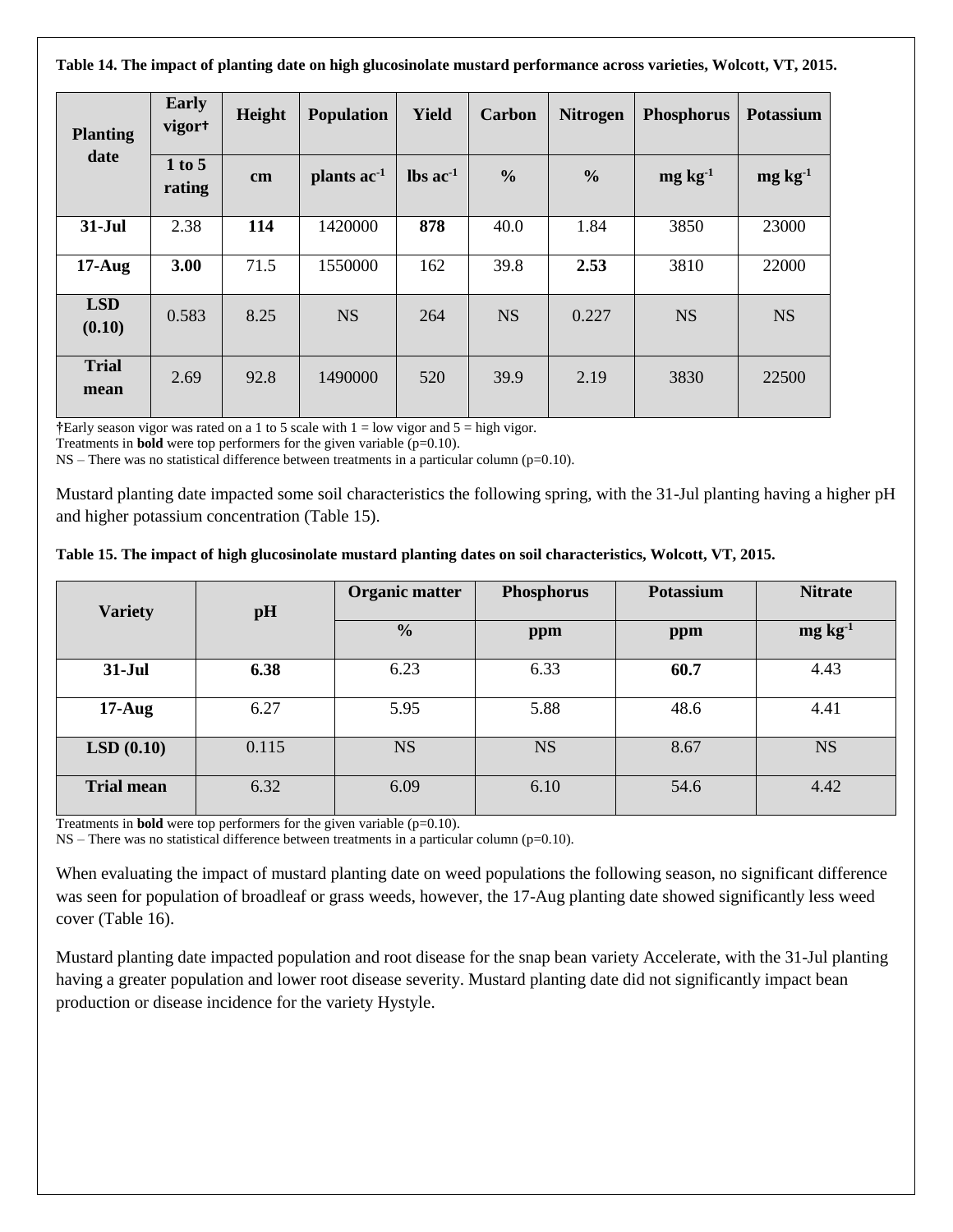**Table 14. The impact of planting date on high glucosinolate mustard performance across varieties, Wolcott, VT, 2015.**

| Planting date | Early vigor† | Height | Population | Yield | Carbon | Nitrogen | Phosphorus | Potassium |
|---|---|---|---|---|---|---|---|---|
| | 1 to 5 rating | cm | plants ac$^{-1}$ | lbs ac$^{-1}$ | % | % | mg kg$^{-1}$ | mg kg$^{-1}$ |
| **31-Jul** | 2.38 | **114** | 1420000 | **878** | 40.0 | 1.84 | 3850 | 23000 |
| **17-Aug** | **3.00** | 71.5 | 1550000 | 162 | 39.8 | **2.53** | 3810 | 22000 |
| **LSD (0.10)** | 0.583 | 8.25 | NS | 264 | NS | 0.227 | NS | NS |
| **Trial mean** | 2.69 | 92.8 | 1490000 | 520 | 39.9 | 2.19 | 3830 | 22500 |

†Early season vigor was rated on a 1 to 5 scale with 1 = low vigor and 5 = high vigor.
Treatments in **bold** were top performers for the given variable (p=0.10).
NS – There was no statistical difference between treatments in a particular column (p=0.10).

Mustard planting date impacted some soil characteristics the following spring, with the 31-Jul planting having a higher pH and higher potassium concentration (Table 15).

**Table 15. The impact of high glucosinolate mustard planting dates on soil characteristics, Wolcott, VT, 2015.**

| Variety | pH | Organic matter | Phosphorus | Potassium | Nitrate |
|---|---|---|---|---|---|
| | | % | ppm | ppm | mg kg$^{-1}$ |
| **31-Jul** | **6.38** | 6.23 | 6.33 | **60.7** | 4.43 |
| **17-Aug** | 6.27 | 5.95 | 5.88 | 48.6 | 4.41 |
| **LSD (0.10)** | 0.115 | NS | NS | 8.67 | NS |
| **Trial mean** | 6.32 | 6.09 | 6.10 | 54.6 | 4.42 |

Treatments in **bold** were top performers for the given variable (p=0.10).
NS – There was no statistical difference between treatments in a particular column (p=0.10).

When evaluating the impact of mustard planting date on weed populations the following season, no significant difference was seen for population of broadleaf or grass weeds, however, the 17-Aug planting date showed significantly less weed cover (Table 16).

Mustard planting date impacted population and root disease for the snap bean variety Accelerate, with the 31-Jul planting having a greater population and lower root disease severity. Mustard planting date did not significantly impact bean production or disease incidence for the variety Hystyle.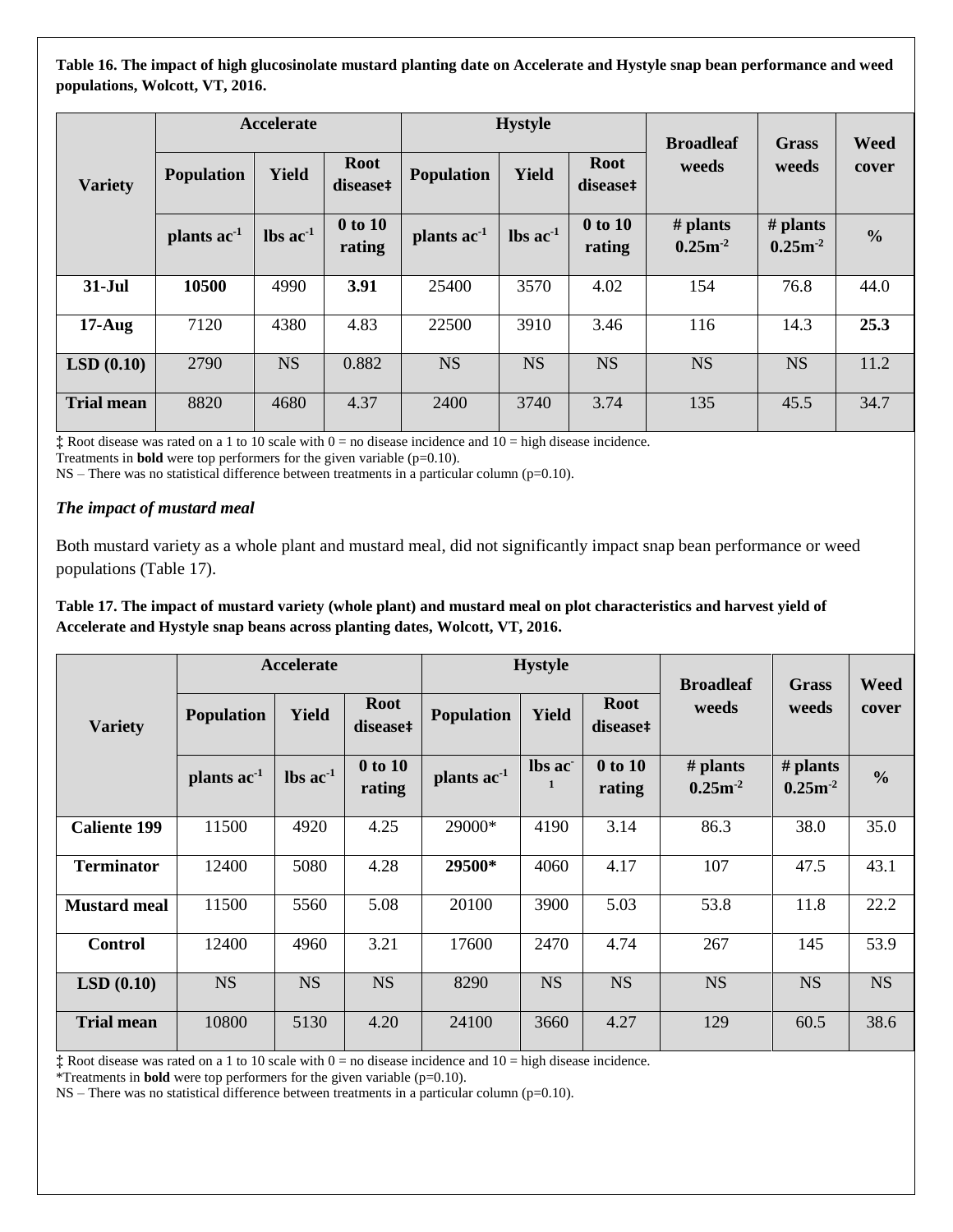**Table 16. The impact of high glucosinolate mustard planting date on Accelerate and Hystyle snap bean performance and weed populations, Wolcott, VT, 2016.**

| Variety | Accelerate | | | Hystyle | | | Broadleaf weeds | Grass weeds | Weed cover |
|---|---|---|---|---|---|---|---|---|---|
| | Population | Yield | Root disease‡ | Population | Yield | Root disease‡ | | | |
| | plants $ac^{-1}$ | lbs $ac^{-1}$ | 0 to 10 rating | plants $ac^{-1}$ | lbs $ac^{-1}$ | 0 to 10 rating | # plants $0.25m^{-2}$ | # plants $0.25m^{-2}$ | % |
| **31-Jul** | **10500** | 4990 | **3.91** | 25400 | 3570 | 4.02 | 154 | 76.8 | 44.0 |
| **17-Aug** | 7120 | 4380 | 4.83 | 22500 | 3910 | 3.46 | 116 | 14.3 | **25.3** |
| **LSD (0.10)** | 2790 | NS | 0.882 | NS | NS | NS | NS | NS | 11.2 |
| **Trial mean** | 8820 | 4680 | 4.37 | 2400 | 3740 | 3.74 | 135 | 45.5 | 34.7 |

‡ Root disease was rated on a 1 to 10 scale with 0 = no disease incidence and 10 = high disease incidence.
Treatments in **bold** were top performers for the given variable (p=0.10).
NS – There was no statistical difference between treatments in a particular column (p=0.10).

### *The impact of mustard meal*

Both mustard variety as a whole plant and mustard meal, did not significantly impact snap bean performance or weed populations (Table 17).

**Table 17. The impact of mustard variety (whole plant) and mustard meal on plot characteristics and harvest yield of Accelerate and Hystyle snap beans across planting dates, Wolcott, VT, 2016.**

| Variety | Accelerate | | | Hystyle | | | Broadleaf weeds | Grass weeds | Weed cover |
|---|---|---|---|---|---|---|---|---|---|
| | Population | Yield | Root disease‡ | Population | Yield | Root disease‡ | | | |
| | plants $ac^{-1}$ | lbs $ac^{-1}$ | 0 to 10 rating | plants $ac^{-1}$ | lbs $ac^{-1}$ | 0 to 10 rating | # plants $0.25m^{-2}$ | # plants $0.25m^{-2}$ | % |
| **Caliente 199** | 11500 | 4920 | 4.25 | 29000* | 4190 | 3.14 | 86.3 | 38.0 | 35.0 |
| **Terminator** | 12400 | 5080 | 4.28 | **29500*** | 4060 | 4.17 | 107 | 47.5 | 43.1 |
| **Mustard meal** | 11500 | 5560 | 5.08 | 20100 | 3900 | 5.03 | 53.8 | 11.8 | 22.2 |
| **Control** | 12400 | 4960 | 3.21 | 17600 | 2470 | 4.74 | 267 | 145 | 53.9 |
| **LSD (0.10)** | NS | NS | NS | 8290 | NS | NS | NS | NS | NS |
| **Trial mean** | 10800 | 5130 | 4.20 | 24100 | 3660 | 4.27 | 129 | 60.5 | 38.6 |

‡ Root disease was rated on a 1 to 10 scale with 0 = no disease incidence and 10 = high disease incidence.
*Treatments in **bold** were top performers for the given variable (p=0.10).
NS – There was no statistical difference between treatments in a particular column (p=0.10).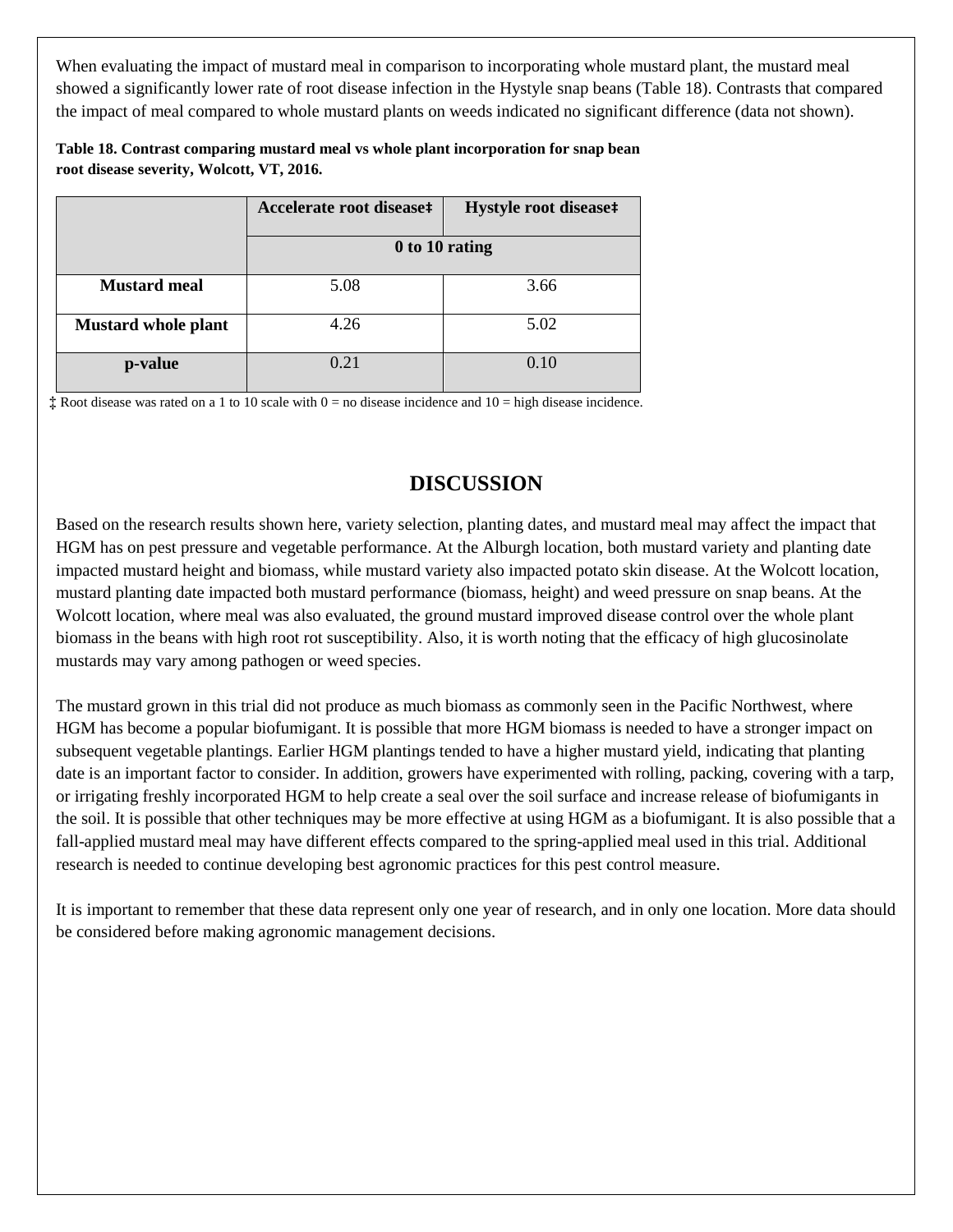When evaluating the impact of mustard meal in comparison to incorporating whole mustard plant, the mustard meal showed a significantly lower rate of root disease infection in the Hystyle snap beans (Table 18). Contrasts that compared the impact of meal compared to whole mustard plants on weeds indicated no significant difference (data not shown).

**Table 18. Contrast comparing mustard meal vs whole plant incorporation for snap bean root disease severity, Wolcott, VT, 2016.**

| | Accelerate root disease‡ | Hystyle root disease‡ |
|---|---|---|
| | 0 to 10 rating | |
| **Mustard meal** | 5.08 | 3.66 |
| **Mustard whole plant** | 4.26 | 5.02 |
| **p-value** | 0.21 | 0.10 |

‡ Root disease was rated on a 1 to 10 scale with 0 = no disease incidence and 10 = high disease incidence.

## DISCUSSION

Based on the research results shown here, variety selection, planting dates, and mustard meal may affect the impact that HGM has on pest pressure and vegetable performance. At the Alburgh location, both mustard variety and planting date impacted mustard height and biomass, while mustard variety also impacted potato skin disease. At the Wolcott location, mustard planting date impacted both mustard performance (biomass, height) and weed pressure on snap beans. At the Wolcott location, where meal was also evaluated, the ground mustard improved disease control over the whole plant biomass in the beans with high root rot susceptibility. Also, it is worth noting that the efficacy of high glucosinolate mustards may vary among pathogen or weed species.

The mustard grown in this trial did not produce as much biomass as commonly seen in the Pacific Northwest, where HGM has become a popular biofumigant. It is possible that more HGM biomass is needed to have a stronger impact on subsequent vegetable plantings. Earlier HGM plantings tended to have a higher mustard yield, indicating that planting date is an important factor to consider. In addition, growers have experimented with rolling, packing, covering with a tarp, or irrigating freshly incorporated HGM to help create a seal over the soil surface and increase release of biofumigants in the soil. It is possible that other techniques may be more effective at using HGM as a biofumigant. It is also possible that a fall-applied mustard meal may have different effects compared to the spring-applied meal used in this trial. Additional research is needed to continue developing best agronomic practices for this pest control measure.

It is important to remember that these data represent only one year of research, and in only one location. More data should be considered before making agronomic management decisions.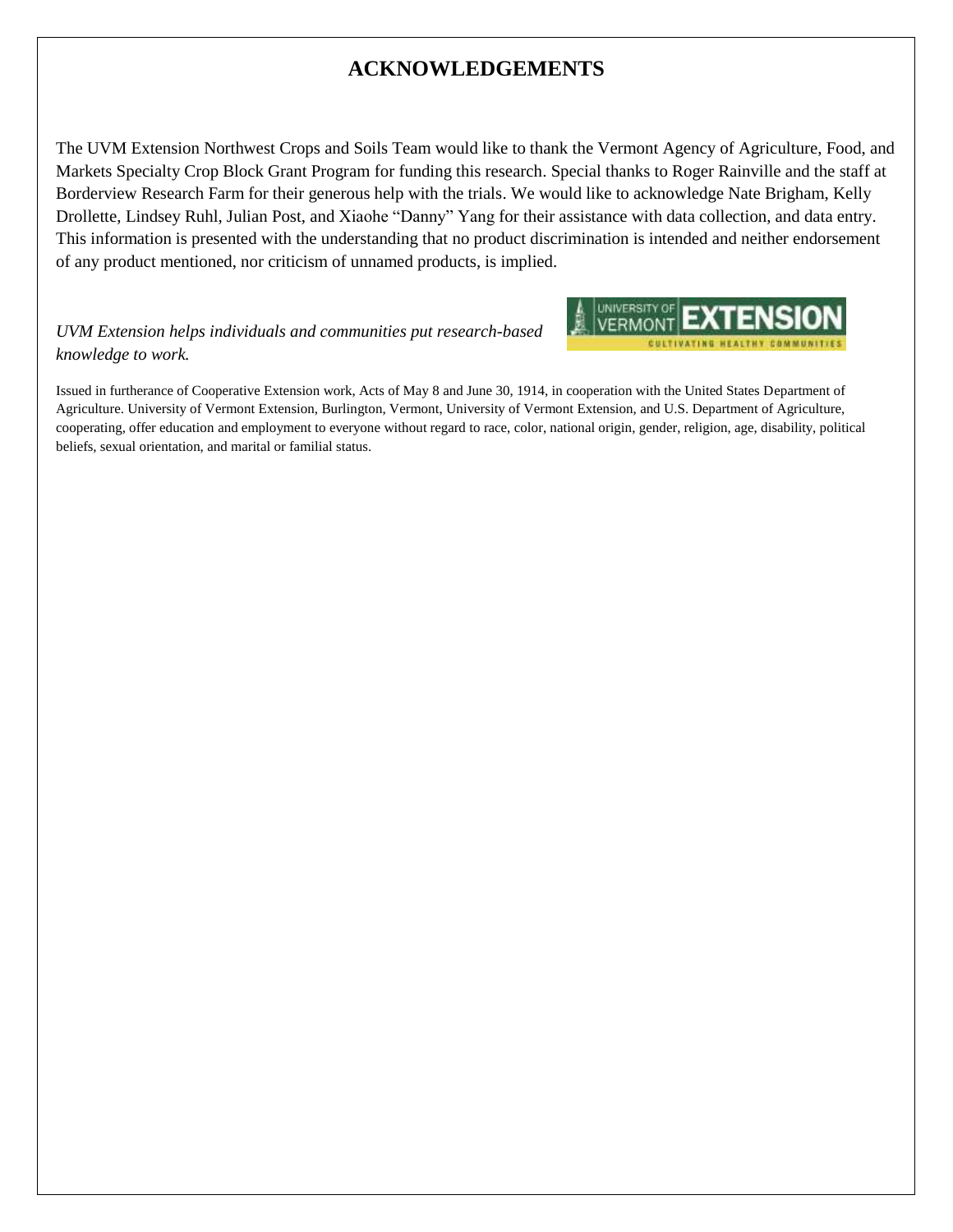# ACKNOWLEDGEMENTS

The UVM Extension Northwest Crops and Soils Team would like to thank the Vermont Agency of Agriculture, Food, and Markets Specialty Crop Block Grant Program for funding this research. Special thanks to Roger Rainville and the staff at Borderview Research Farm for their generous help with the trials. We would like to acknowledge Nate Brigham, Kelly Drollette, Lindsey Ruhl, Julian Post, and Xiaohe "Danny" Yang for their assistance with data collection, and data entry. This information is presented with the understanding that no product discrimination is intended and neither endorsement of any product mentioned, nor criticism of unnamed products, is implied.

*UVM Extension helps individuals and communities put research-based knowledge to work.*

Issued in furtherance of Cooperative Extension work, Acts of May 8 and June 30, 1914, in cooperation with the United States Department of Agriculture. University of Vermont Extension, Burlington, Vermont, University of Vermont Extension, and U.S. Department of Agriculture, cooperating, offer education and employment to everyone without regard to race, color, national origin, gender, religion, age, disability, political beliefs, sexual orientation, and marital or familial status.